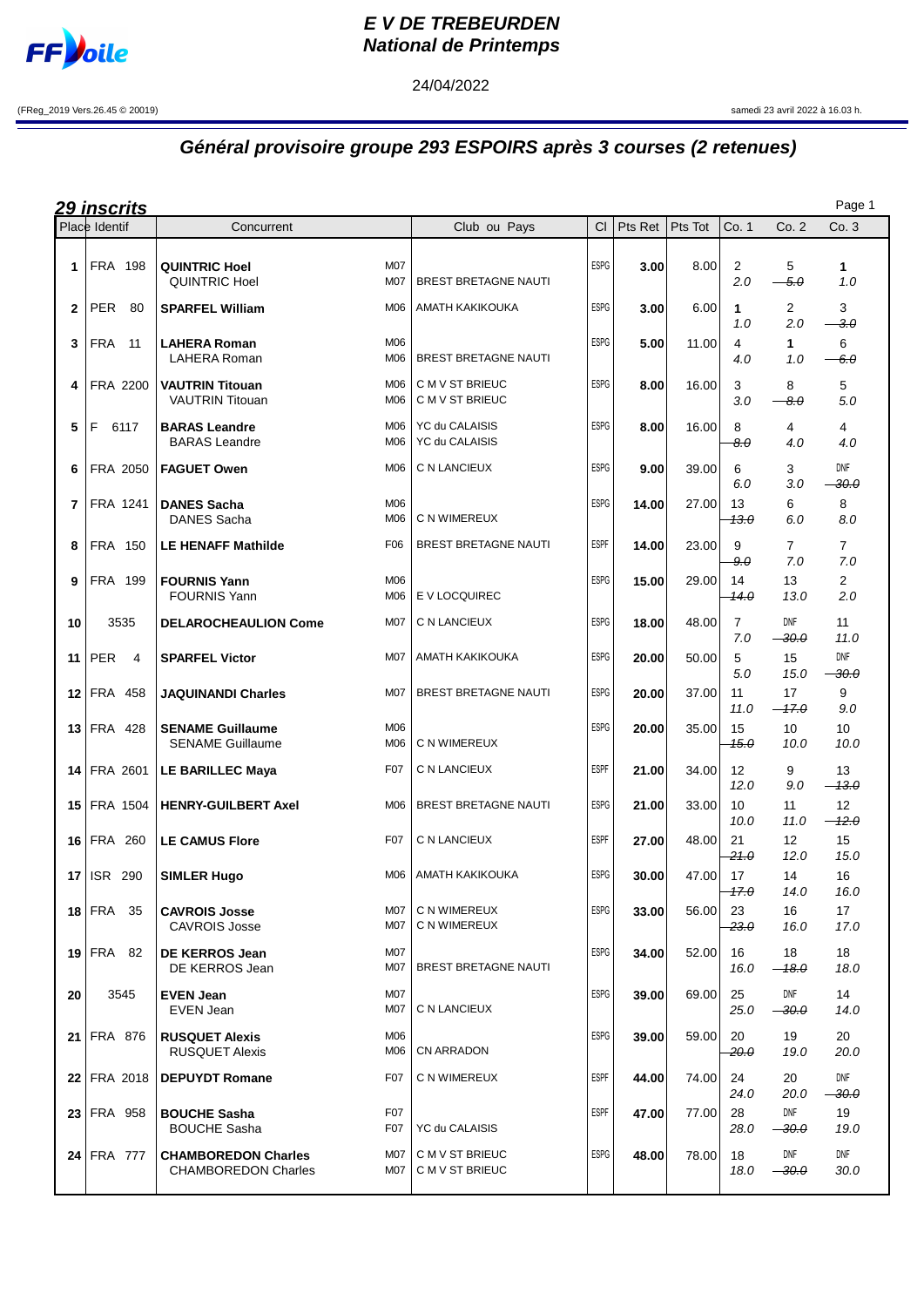# E V DE TREBEURDEN
## National de Printemps

24/04/2022

(FReg_2019 Vers.26.45 © 20019)

samedi 23 avril 2022 à 16.03 h.

## *Général provisoire groupe 293 ESPOIRS après 3 courses (2 retenues)*

### *29 inscrits*

| Place | Identif | Concurrent | | Club ou Pays | Cl | Pts Ret | Pts Tot | Co. 1 | Co. 2 | Co. 3 |
|---|---|---|---|---|---|---|---|---|---|---|
| 1 | FRA 198 | **QUINTRIC Hoel**<br>QUINTRIC Hoel | M07<br>M07 | BREST BRETAGNE NAUTI | ESPG | **3.00** | 8.00 | 2<br>2.0 | 5<br>~~5.0~~ | **1**<br>1.0 |
| 2 | PER 80 | **SPARFEL William** | M06 | AMATH KAKIKOUKA | ESPG | **3.00** | 6.00 | **1**<br>1.0 | 2<br>2.0 | 3<br>~~3.0~~ |
| 3 | FRA 11 | **LAHERA Roman**<br>LAHERA Roman | M06<br>M06 | BREST BRETAGNE NAUTI | ESPG | **5.00** | 11.00 | 4<br>4.0 | **1**<br>1.0 | 6<br>~~6.0~~ |
| 4 | FRA 2200 | **VAUTRIN Titouan**<br>VAUTRIN Titouan | M06<br>M06 | C M V ST BRIEUC<br>C M V ST BRIEUC | ESPG | **8.00** | 16.00 | 3<br>3.0 | 8<br>~~8.0~~ | 5<br>5.0 |
| 5 | F 6117 | **BARAS Leandre**<br>BARAS Leandre | M06<br>M06 | YC du CALAISIS<br>YC du CALAISIS | ESPG | **8.00** | 16.00 | 8<br>~~8.0~~ | 4<br>4.0 | 4<br>4.0 |
| 6 | FRA 2050 | **FAGUET Owen** | M06 | C N LANCIEUX | ESPG | **9.00** | 39.00 | 6<br>6.0 | 3<br>3.0 | DNF<br>~~30.0~~ |
| 7 | FRA 1241 | **DANES Sacha**<br>DANES Sacha | M06<br>M06 | C N WIMEREUX | ESPG | **14.00** | 27.00 | 13<br>~~13.0~~ | 6<br>6.0 | 8<br>8.0 |
| 8 | FRA 150 | **LE HENAFF Mathilde** | F06 | BREST BRETAGNE NAUTI | ESPF | **14.00** | 23.00 | 9<br>~~9.0~~ | 7<br>7.0 | 7<br>7.0 |
| 9 | FRA 199 | **FOURNIS Yann**<br>FOURNIS Yann | M06<br>M06 | E V LOCQUIREC | ESPG | **15.00** | 29.00 | 14<br>~~14.0~~ | 13<br>13.0 | 2<br>2.0 |
| 10 | 3535 | **DELAROCHEAULION Come** | M07 | C N LANCIEUX | ESPG | **18.00** | 48.00 | 7<br>7.0 | DNF<br>~~30.0~~ | 11<br>11.0 |
| 11 | PER 4 | **SPARFEL Victor** | M07 | AMATH KAKIKOUKA | ESPG | **20.00** | 50.00 | 5<br>5.0 | 15<br>15.0 | DNF<br>~~30.0~~ |
| 12 | FRA 458 | **JAQUINANDI Charles** | M07 | BREST BRETAGNE NAUTI | ESPG | **20.00** | 37.00 | 11<br>11.0 | 17<br>~~17.0~~ | 9<br>9.0 |
| 13 | FRA 428 | **SENAME Guillaume**<br>SENAME Guillaume | M06<br>M06 | C N WIMEREUX | ESPG | **20.00** | 35.00 | 15<br>~~15.0~~ | 10<br>10.0 | 10<br>10.0 |
| 14 | FRA 2601 | **LE BARILLEC Maya** | F07 | C N LANCIEUX | ESPF | **21.00** | 34.00 | 12<br>12.0 | 9<br>9.0 | 13<br>~~13.0~~ |
| 15 | FRA 1504 | **HENRY-GUILBERT Axel** | M06 | BREST BRETAGNE NAUTI | ESPG | **21.00** | 33.00 | 10<br>10.0 | 11<br>11.0 | 12<br>~~12.0~~ |
| 16 | FRA 260 | **LE CAMUS Flore** | F07 | C N LANCIEUX | ESPF | **27.00** | 48.00 | 21<br>~~21.0~~ | 12<br>12.0 | 15<br>15.0 |
| 17 | ISR 290 | **SIMLER Hugo** | M06 | AMATH KAKIKOUKA | ESPG | **30.00** | 47.00 | 17<br>~~17.0~~ | 14<br>14.0 | 16<br>16.0 |
| 18 | FRA 35 | **CAVROIS Josse**<br>CAVROIS Josse | M07<br>M07 | C N WIMEREUX<br>C N WIMEREUX | ESPG | **33.00** | 56.00 | 23<br>~~23.0~~ | 16<br>16.0 | 17<br>17.0 |
| 19 | FRA 82 | **DE KERROS Jean**<br>DE KERROS Jean | M07<br>M07 | BREST BRETAGNE NAUTI | ESPG | **34.00** | 52.00 | 16<br>16.0 | 18<br>~~18.0~~ | 18<br>18.0 |
| 20 | 3545 | **EVEN Jean**<br>EVEN Jean | M07<br>M07 | C N LANCIEUX | ESPG | **39.00** | 69.00 | 25<br>25.0 | DNF<br>~~30.0~~ | 14<br>14.0 |
| 21 | FRA 876 | **RUSQUET Alexis**<br>RUSQUET Alexis | M06<br>M06 | CN ARRADON | ESPG | **39.00** | 59.00 | 20<br>~~20.0~~ | 19<br>19.0 | 20<br>20.0 |
| 22 | FRA 2018 | **DEPUYDT Romane** | F07 | C N WIMEREUX | ESPF | **44.00** | 74.00 | 24<br>24.0 | 20<br>20.0 | DNF<br>~~30.0~~ |
| 23 | FRA 958 | **BOUCHE Sasha**<br>BOUCHE Sasha | F07<br>F07 | YC du CALAISIS | ESPF | **47.00** | 77.00 | 28<br>28.0 | DNF<br>~~30.0~~ | 19<br>19.0 |
| 24 | FRA 777 | **CHAMBOREDON Charles**<br>CHAMBOREDON Charles | M07<br>M07 | C M V ST BRIEUC<br>C M V ST BRIEUC | ESPG | **48.00** | 78.00 | 18<br>18.0 | DNF<br>~~30.0~~ | DNF<br>30.0 |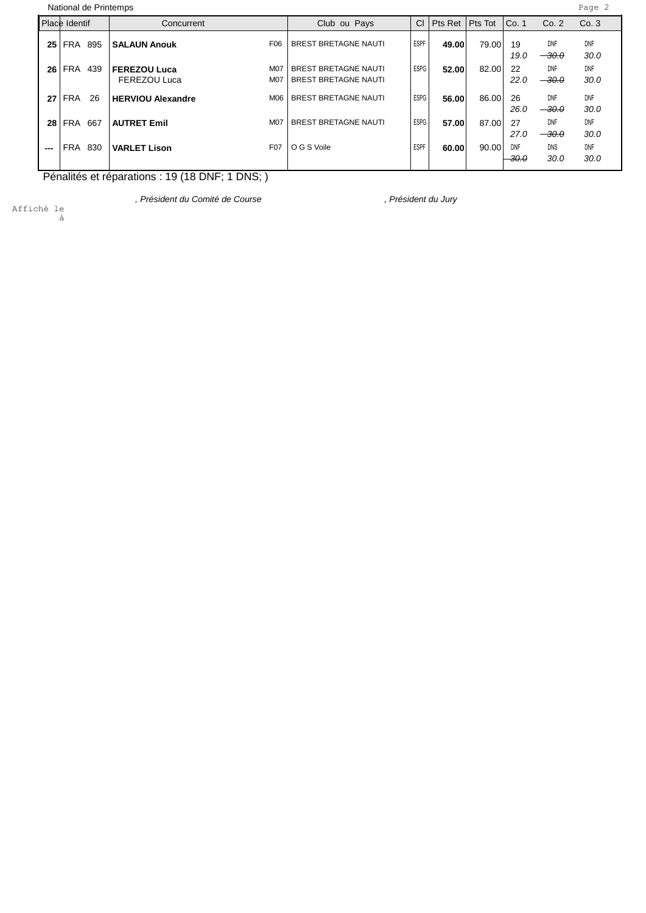National de Printemps

| Place | Identif | Concurrent | | Club ou Pays | Cl | Pts Ret | Pts Tot | Co. 1 | Co. 2 | Co. 3 |
|---|---|---|---|---|---|---|---|---|---|---|
| **25** | FRA 895 | **SALAUN Anouk** | F06 | BREST BRETAGNE NAUTI | ESPF | **49.00** | 79.00 | 19<br>*19.0* | DNF<br>~~*30.0*~~ | DNF<br>*30.0* |
| **26** | FRA 439 | **FEREZOU Luca**<br>FEREZOU Luca | M07<br>M07 | BREST BRETAGNE NAUTI<br>BREST BRETAGNE NAUTI | ESPG | **52.00** | 82.00 | 22<br>*22.0* | DNF<br>~~*30.0*~~ | DNF<br>*30.0* |
| **27** | FRA 26 | **HERVIOU Alexandre** | M06 | BREST BRETAGNE NAUTI | ESPG | **56.00** | 86.00 | 26<br>*26.0* | DNF<br>~~*30.0*~~ | DNF<br>*30.0* |
| **28** | FRA 667 | **AUTRET Emil** | M07 | BREST BRETAGNE NAUTI | ESPG | **57.00** | 87.00 | 27<br>*27.0* | DNF<br>~~*30.0*~~ | DNF<br>*30.0* |
| **---** | FRA 830 | **VARLET Lison** | F07 | O G S Voile | ESPF | **60.00** | 90.00 | DNF<br>~~*30.0*~~ | DNS<br>*30.0* | DNF<br>*30.0* |

Pénalités et réparations : 19 (18 DNF; 1 DNS; )

*, Président du Comité de Course* *, Président du Jury*

Affiché le
à